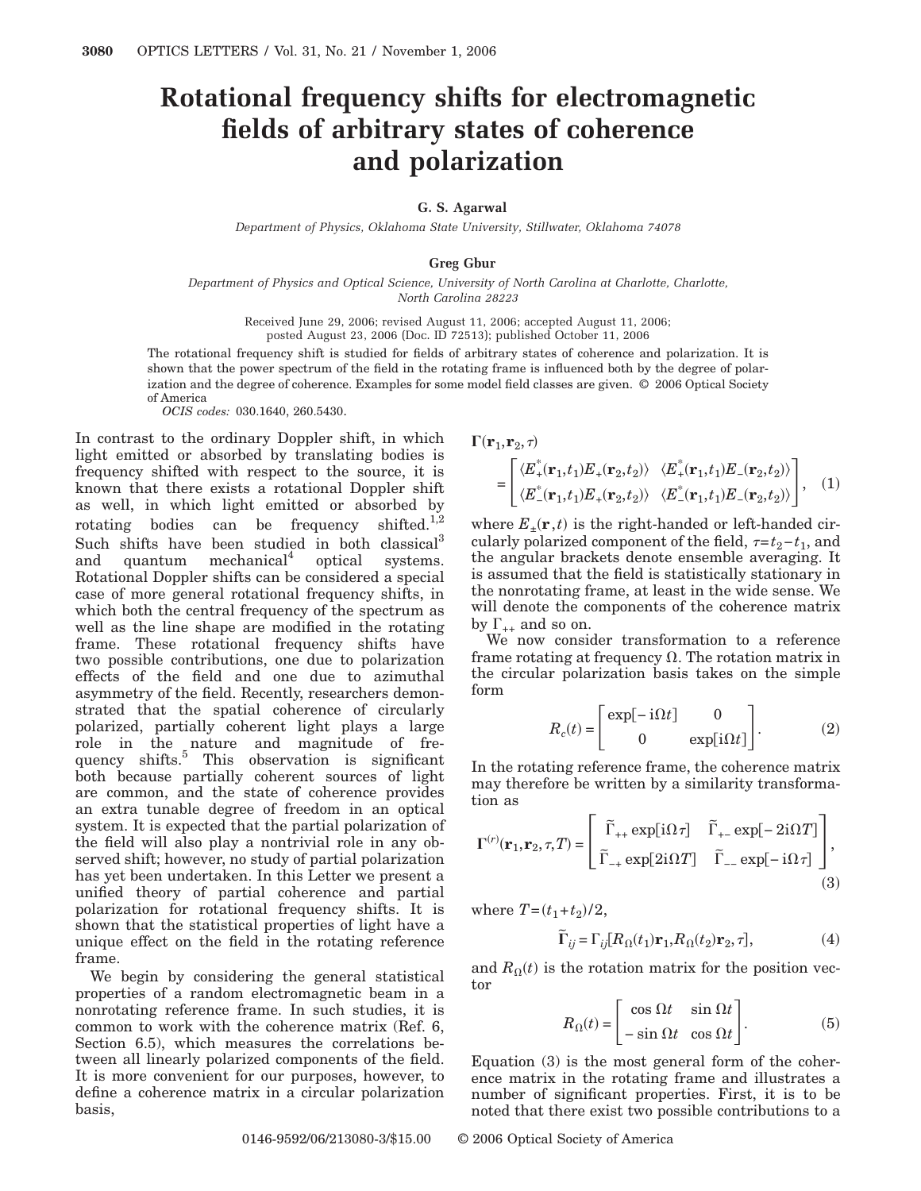# Rotational frequency shifts for electromagnetic fields of arbitrary states of coherence and polarization

**G. S. Agarwal**

*Department of Physics, Oklahoma State University, Stillwater, Oklahoma 74078*

**Greg Gbur**

*Department of Physics and Optical Science, University of North Carolina at Charlotte, Charlotte, North Carolina 28223*

Received June 29, 2006; revised August 11, 2006; accepted August 11, 2006; posted August 23, 2006 (Doc. ID 72513); published October 11, 2006

The rotational frequency shift is studied for fields of arbitrary states of coherence and polarization. It is shown that the power spectrum of the field in the rotating frame is influenced both by the degree of polarization and the degree of coherence. Examples for some model field classes are given. © 2006 Optical Society of America

*OCIS codes:* 030.1640, 260.5430.

In contrast to the ordinary Doppler shift, in which light emitted or absorbed by translating bodies is frequency shifted with respect to the source, it is known that there exists a rotational Doppler shift as well, in which light emitted or absorbed by rotating bodies can be frequency shifted.[1,2] Such shifts have been studied in both classical[3] and quantum mechanical[4] optical systems. Rotational Doppler shifts can be considered a special case of more general rotational frequency shifts, in which both the central frequency of the spectrum as well as the line shape are modified in the rotating frame. These rotational frequency shifts have two possible contributions, one due to polarization effects of the field and one due to azimuthal asymmetry of the field. Recently, researchers demonstrated that the spatial coherence of circularly polarized, partially coherent light plays a large role in the nature and magnitude of frequency shifts.[5] This observation is significant both because partially coherent sources of light are common, and the state of coherence provides an extra tunable degree of freedom in an optical system. It is expected that the partial polarization of the field will also play a nontrivial role in any observed shift; however, no study of partial polarization has yet been undertaken. In this Letter we present a unified theory of partial coherence and partial polarization for rotational frequency shifts. It is shown that the statistical properties of light have a unique effect on the field in the rotating reference frame.

We begin by considering the general statistical properties of a random electromagnetic beam in a nonrotating reference frame. In such studies, it is common to work with the coherence matrix (Ref. 6, Section 6.5), which measures the correlations between all linearly polarized components of the field. It is more convenient for our purposes, however, to define a coherence matrix in a circular polarization basis,

$$
\mathbf{\Gamma}(\mathbf{r}_1,\mathbf{r}_2,\tau) = \begin{bmatrix} \langle E_+^*(\mathbf{r}_1,t_1)E_+(\mathbf{r}_2,t_2)\rangle & \langle E_+^*(\mathbf{r}_1,t_1)E_-(\mathbf{r}_2,t_2)\rangle \\ \langle E_-^*(\mathbf{r}_1,t_1)E_+(\mathbf{r}_2,t_2)\rangle & \langle E_-^*(\mathbf{r}_1,t_1)E_-(\mathbf{r}_2,t_2)\rangle \end{bmatrix}, \quad (1)
$$

where $E_\pm(\mathbf{r},t)$ is the right-handed or left-handed circularly polarized component of the field, $\tau=t_2-t_1$, and the angular brackets denote ensemble averaging. It is assumed that the field is statistically stationary in the nonrotating frame, at least in the wide sense. We will denote the components of the coherence matrix by $\Gamma_{++}$ and so on.

We now consider transformation to a reference frame rotating at frequency $\Omega$. The rotation matrix in the circular polarization basis takes on the simple form

$$
R_c(t) = \begin{bmatrix} \exp[-\mathrm{i}\Omega t] & 0 \\ 0 & \exp[\mathrm{i}\Omega t] \end{bmatrix}. \quad (2)
$$

In the rotating reference frame, the coherence matrix may therefore be written by a similarity transformation as

$$
\mathbf{\Gamma}^{(r)}(\mathbf{r}_1,\mathbf{r}_2,\tau,T) = \begin{bmatrix} \tilde{\Gamma}_{++}\exp[\mathrm{i}\Omega\tau] & \tilde{\Gamma}_{+-}\exp[-2\mathrm{i}\Omega T] \\ \tilde{\Gamma}_{-+}\exp[2\mathrm{i}\Omega T] & \tilde{\Gamma}_{--}\exp[-\mathrm{i}\Omega\tau] \end{bmatrix}, \quad (3)
$$

where $T=(t_1+t_2)/2$,

$$
\tilde{\Gamma}_{ij} = \Gamma_{ij}[R_\Omega(t_1)\mathbf{r}_1, R_\Omega(t_2)\mathbf{r}_2, \tau], \quad (4)
$$

and $R_\Omega(t)$ is the rotation matrix for the position vector

$$
R_\Omega(t) = \begin{bmatrix} \cos\Omega t & \sin\Omega t \\ -\sin\Omega t & \cos\Omega t \end{bmatrix}. \quad (5)
$$

Equation (3) is the most general form of the coherence matrix in the rotating frame and illustrates a number of significant properties. First, it is to be noted that there exist two possible contributions to a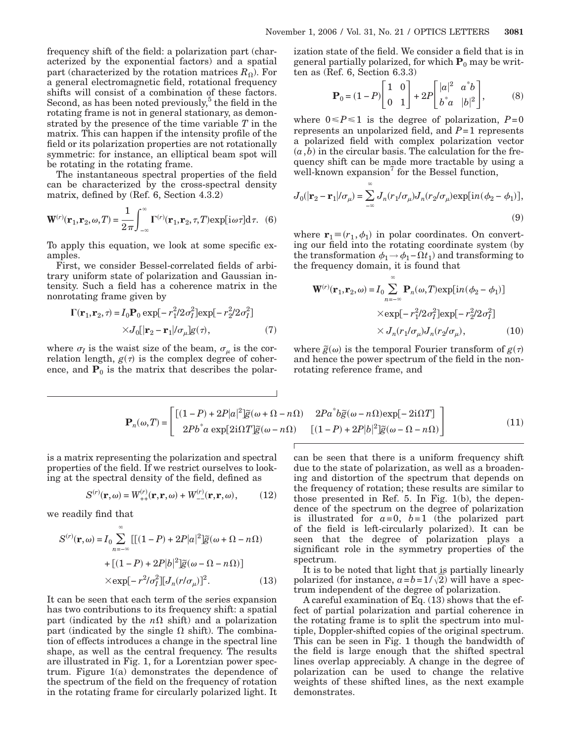frequency shift of the field: a polarization part (characterized by the exponential factors) and a spatial part (characterized by the rotation matrices $R_\Omega$). For a general electromagnetic field, rotational frequency shifts will consist of a combination of these factors. Second, as has been noted previously,[5] the field in the rotating frame is not in general stationary, as demonstrated by the presence of the time variable $T$ in the matrix. This can happen if the intensity profile of the field or its polarization properties are not rotationally symmetric: for instance, an elliptical beam spot will be rotating in the rotating frame.

The instantaneous spectral properties of the field can be characterized by the cross-spectral density matrix, defined by (Ref. 6, Section 4.3.2)

$$\mathbf{W}^{(r)}(\mathbf{r}_1,\mathbf{r}_2,\omega,T)=\frac{1}{2\pi}\int_{-\infty}^{\infty}\mathbf{\Gamma}^{(r)}(\mathbf{r}_1,\mathbf{r}_2,\tau,T)\exp[\mathrm{i}\omega\tau]\mathrm{d}\tau. \quad (6)$$

To apply this equation, we look at some specific examples.

First, we consider Bessel-correlated fields of arbitrary uniform state of polarization and Gaussian intensity. Such a field has a coherence matrix in the nonrotating frame given by

$$\mathbf{\Gamma}(\mathbf{r}_1,\mathbf{r}_2,\tau)=I_0\mathbf{P}_0\exp[-r_1^2/2\sigma_I^2]\exp[-r_2^2/2\sigma_I^2]\times J_0[|\mathbf{r}_2-\mathbf{r}_1|/\sigma_\mu]g(\tau), \quad (7)$$

where $\sigma_I$ is the waist size of the beam, $\sigma_\mu$ is the correlation length, $g(\tau)$ is the complex degree of coherence, and $\mathbf{P}_0$ is the matrix that describes the polarization state of the field. We consider a field that is in general partially polarized, for which $\mathbf{P}_0$ may be written as (Ref. 6, Section 6.3.3)

$$\mathbf{P}_0=(1-P)\begin{bmatrix}1 & 0\\ 0 & 1\end{bmatrix}+2P\begin{bmatrix}|a|^2 & a^*b\\ b^*a & |b|^2\end{bmatrix}, \quad (8)$$

where $0\leqslant P\leqslant 1$ is the degree of polarization, $P=0$ represents an unpolarized field, and $P=1$ represents a polarized field with complex polarization vector $(a,b)$ in the circular basis. The calculation for the frequency shift can be made more tractable by using a well-known expansion[7] for the Bessel function,

$$J_0(|\mathbf{r}_2-\mathbf{r}_1|/\sigma_\mu)=\sum_{-\infty}^{\infty}J_n(r_1/\sigma_\mu)J_n(r_2/\sigma_\mu)\exp[\mathrm{i}n(\phi_2-\phi_1)], \quad (9)$$

where $\mathbf{r}_1\equiv(r_1,\phi_1)$ in polar coordinates. On converting our field into the rotating coordinate system (by the transformation $\phi_1\rightarrow\phi_1-\Omega t_1$) and transforming to the frequency domain, it is found that

$$\mathbf{W}^{(r)}(\mathbf{r}_1,\mathbf{r}_2,\omega)=I_0\sum_{n=-\infty}^{\infty}\mathbf{P}_n(\omega,T)\exp[\mathrm{i}n(\phi_2-\phi_1)]\times\exp[-r_1^2/2\sigma_I^2]\exp[-r_2^2/2\sigma_I^2]\times J_n(r_1/\sigma_\mu)J_n(r_2/\sigma_\mu), \quad (10)$$

where $\tilde{g}(\omega)$ is the temporal Fourier transform of $g(\tau)$ and hence the power spectrum of the field in the nonrotating reference frame, and

$$\mathbf{P}_n(\omega,T)=\begin{bmatrix}[(1-P)+2P|a|^2]\tilde{g}(\omega+\Omega-n\Omega) & 2Pa^*b\tilde{g}(\omega-n\Omega)\exp[-2\mathrm{i}\Omega T]\\ 2Pb^*a\exp[2\mathrm{i}\Omega T]\tilde{g}(\omega-n\Omega) & [(1-P)+2P|b|^2]\tilde{g}(\omega-\Omega-n\Omega)\end{bmatrix} \quad (11)$$

is a matrix representing the polarization and spectral properties of the field. If we restrict ourselves to looking at the spectral density of the field, defined as

$$S^{(r)}(\mathbf{r},\omega)=W_{++}^{(r)}(\mathbf{r},\mathbf{r},\omega)+W_{--}^{(r)}(\mathbf{r},\mathbf{r},\omega), \quad (12)$$

we readily find that

$$S^{(r)}(\mathbf{r},\omega)=I_0\sum_{n=-\infty}^{\infty}[[(1-P)+2P|a|^2]\tilde{g}(\omega+\Omega-n\Omega)+[(1-P)+2P|b|^2]\tilde{g}(\omega-\Omega-n\Omega)]\times\exp[-r^2/\sigma_I^2][J_n(r/\sigma_\mu)]^2. \quad (13)$$

It can be seen that each term of the series expansion has two contributions to its frequency shift: a spatial part (indicated by the $n\Omega$ shift) and a polarization part (indicated by the single $\Omega$ shift). The combination of effects introduces a change in the spectral line shape, as well as the central frequency. The results are illustrated in Fig. 1, for a Lorentzian power spectrum. Figure 1(a) demonstrates the dependence of the spectrum of the field on the frequency of rotation in the rotating frame for circularly polarized light. It can be seen that there is a uniform frequency shift due to the state of polarization, as well as a broadening and distortion of the spectrum that depends on the frequency of rotation; these results are similar to those presented in Ref. 5. In Fig. 1(b), the dependence of the spectrum on the degree of polarization is illustrated for $a=0$, $b=1$ (the polarized part of the field is left-circularly polarized). It can be seen that the degree of polarization plays a significant role in the symmetry properties of the spectrum.

It is to be noted that light that is partially linearly polarized (for instance, $a=b=1/\sqrt{2}$) will have a spectrum independent of the degree of polarization.

A careful examination of Eq. (13) shows that the effect of partial polarization and partial coherence in the rotating frame is to split the spectrum into multiple, Doppler-shifted copies of the original spectrum. This can be seen in Fig. 1 though the bandwidth of the field is large enough that the shifted spectral lines overlap appreciably. A change in the degree of polarization can be used to change the relative weights of these shifted lines, as the next example demonstrates.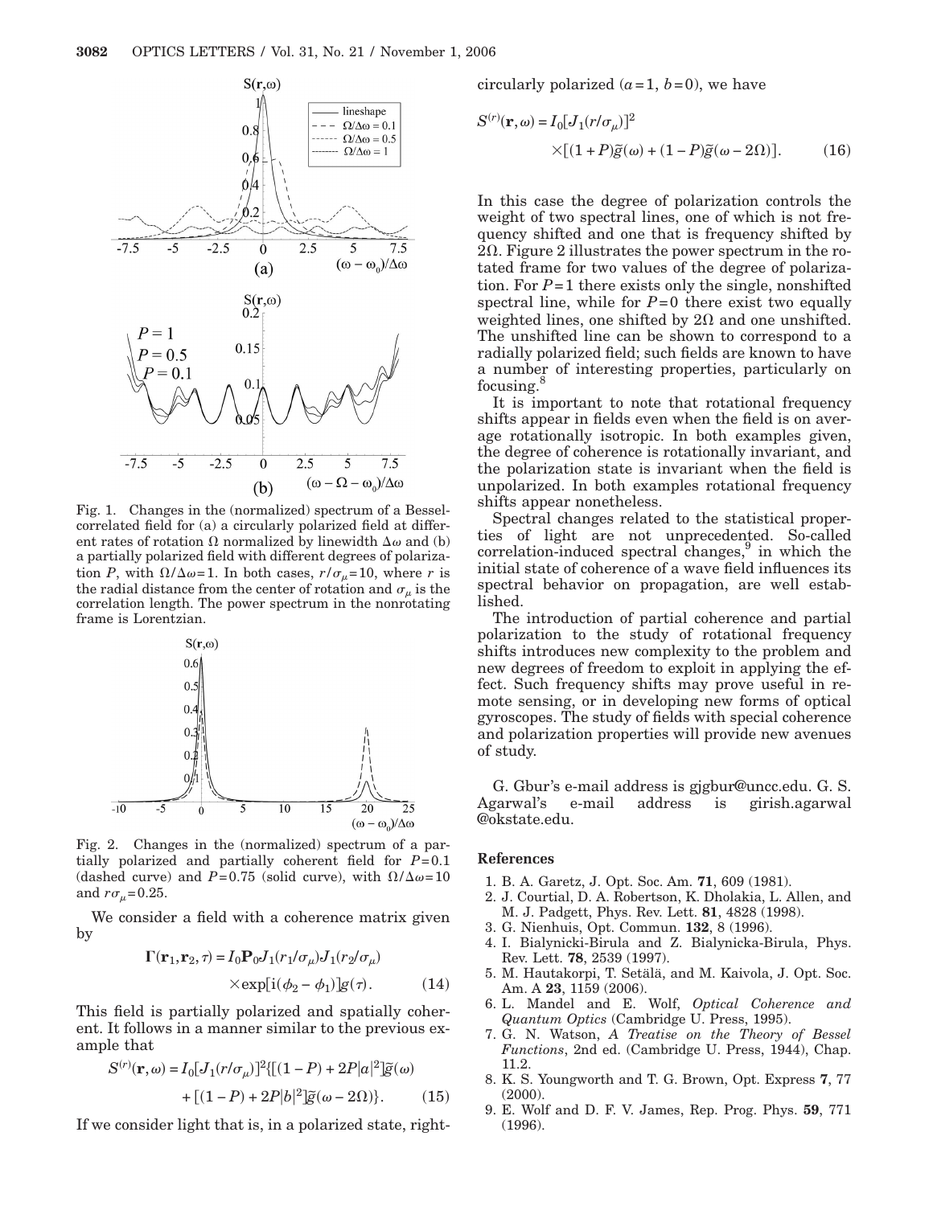S(r,ω)

lineshape
Ω/Δω = 0.1
Ω/Δω = 0.5
Ω/Δω = 1

1
0.8
0.6
0.4
0.2

-7.5 -5 -2.5 0 2.5 5 7.5
(ω − ω₀)/Δω
(a)

S(r,ω)
0.2
P = 1
P = 0.5
P = 0.1
0.15
0.1
0.05

-7.5 -5 -2.5 0 2.5 5 7.5
(ω − Ω − ω₀)/Δω
(b)

Fig. 1. Changes in the (normalized) spectrum of a Bessel-correlated field for (a) a circularly polarized field at different rates of rotation $\Omega$ normalized by linewidth $\Delta\omega$ and (b) a partially polarized field with different degrees of polarization $P$, with $\Omega/\Delta\omega=1$. In both cases, $r/\sigma_\mu=10$, where $r$ is the radial distance from the center of rotation and $\sigma_\mu$ is the correlation length. The power spectrum in the nonrotating frame is Lorentzian.

S(r,ω)
0.6
0.5
0.4
0.3
0.2
0.1

-10 -5 0 5 10 15 20 25
(ω − ω₀)/Δω

Fig. 2. Changes in the (normalized) spectrum of a partially polarized and partially coherent field for $P=0.1$ (dashed curve) and $P=0.75$ (solid curve), with $\Omega/\Delta\omega=10$ and $r\sigma_\mu=0.25$.

We consider a field with a coherence matrix given by

$$\mathbf{\Gamma}(\mathbf{r}_1,\mathbf{r}_2,\tau)=I_0\mathbf{P}_0 J_1(r_1/\sigma_\mu)J_1(r_2/\sigma_\mu)\times\exp[\mathrm{i}(\phi_2-\phi_1)]g(\tau). \tag{14}$$

This field is partially polarized and spatially coherent. It follows in a manner similar to the previous example that

$$S^{(r)}(\mathbf{r},\omega)=I_0[J_1(r/\sigma_\mu)]^2\{[(1-P)+2P|a|^2]\tilde{g}(\omega)+[(1-P)+2P|b|^2]\tilde{g}(\omega-2\Omega)\}. \tag{15}$$

If we consider light that is, in a polarized state, right-circularly polarized ($a=1$, $b=0$), we have

$$S^{(r)}(\mathbf{r},\omega)=I_0[J_1(r/\sigma_\mu)]^2\times[(1+P)\tilde{g}(\omega)+(1-P)\tilde{g}(\omega-2\Omega)]. \tag{16}$$

In this case the degree of polarization controls the weight of two spectral lines, one of which is not frequency shifted and one that is frequency shifted by $2\Omega$. Figure 2 illustrates the power spectrum in the rotated frame for two values of the degree of polarization. For $P=1$ there exists only the single, nonshifted spectral line, while for $P=0$ there exist two equally weighted lines, one shifted by $2\Omega$ and one unshifted. The unshifted line can be shown to correspond to a radially polarized field; such fields are known to have a number of interesting properties, particularly on focusing.[8]

It is important to note that rotational frequency shifts appear in fields even when the field is on average rotationally isotropic. In both examples given, the degree of coherence is rotationally invariant, and the polarization state is invariant when the field is unpolarized. In both examples rotational frequency shifts appear nonetheless.

Spectral changes related to the statistical properties of light are not unprecedented. So-called correlation-induced spectral changes,[9] in which the initial state of coherence of a wave field influences its spectral behavior on propagation, are well established.

The introduction of partial coherence and partial polarization to the study of rotational frequency shifts introduces new complexity to the problem and new degrees of freedom to exploit in applying the effect. Such frequency shifts may prove useful in remote sensing, or in developing new forms of optical gyroscopes. The study of fields with special coherence and polarization properties will provide new avenues of study.

G. Gbur's e-mail address is gjgbur@uncc.edu. G. S. Agarwal's e-mail address is girish.agarwal@okstate.edu.

## References

1. B. A. Garetz, J. Opt. Soc. Am. **71**, 609 (1981).
2. J. Courtial, D. A. Robertson, K. Dholakia, L. Allen, and M. J. Padgett, Phys. Rev. Lett. **81**, 4828 (1998).
3. G. Nienhuis, Opt. Commun. **132**, 8 (1996).
4. I. Bialynicki-Birula and Z. Bialynicka-Birula, Phys. Rev. Lett. **78**, 2539 (1997).
5. M. Hautakorpi, T. Setälä, and M. Kaivola, J. Opt. Soc. Am. A **23**, 1159 (2006).
6. L. Mandel and E. Wolf, *Optical Coherence and Quantum Optics* (Cambridge U. Press, 1995).
7. G. N. Watson, *A Treatise on the Theory of Bessel Functions*, 2nd ed. (Cambridge U. Press, 1944), Chap. 11.2.
8. K. S. Youngworth and T. G. Brown, Opt. Express **7**, 77 (2000).
9. E. Wolf and D. F. V. James, Rep. Prog. Phys. **59**, 771 (1996).